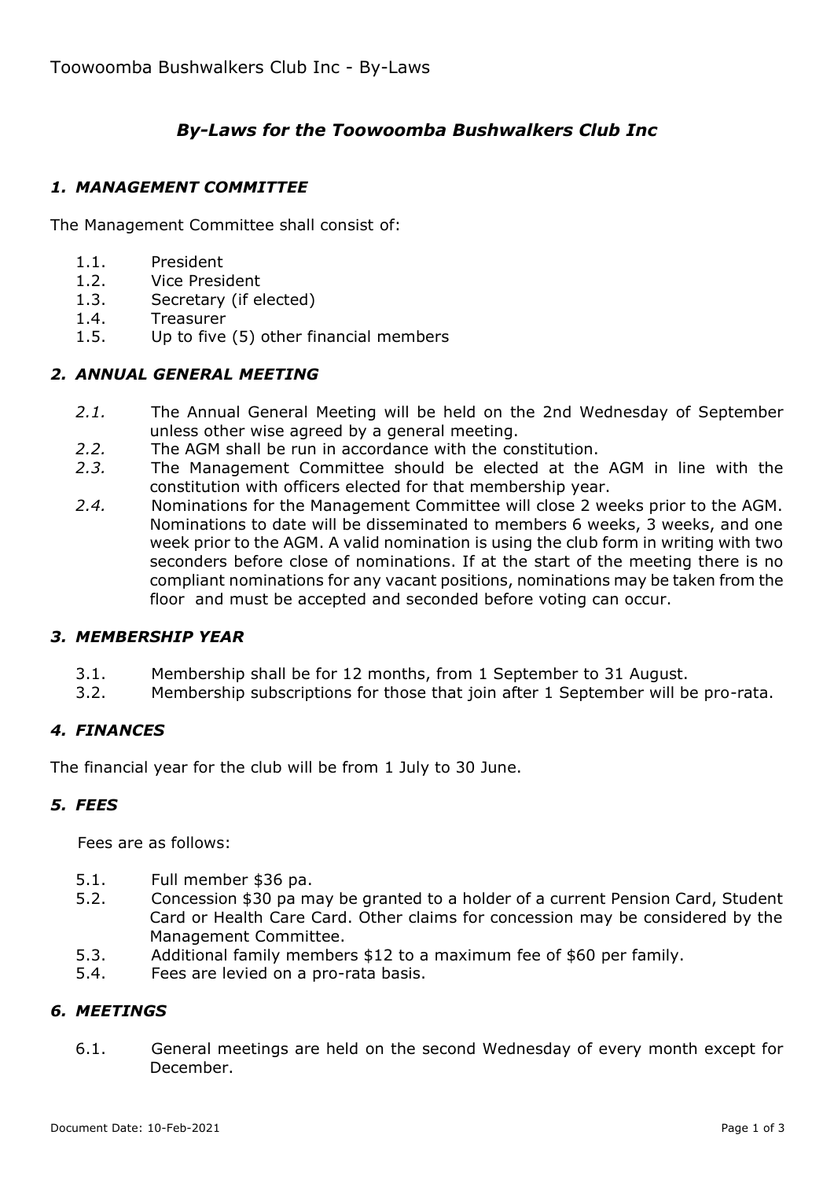# *By-Laws for the Toowoomba Bushwalkers Club Inc*

## *1. MANAGEMENT COMMITTEE*

The Management Committee shall consist of:

1.1. President
1.2. Vice President
1.3. Secretary (if elected)
1.4. Treasurer
1.5. Up to five (5) other financial members

## *2. ANNUAL GENERAL MEETING*

*2.1.* The Annual General Meeting will be held on the 2nd Wednesday of September unless other wise agreed by a general meeting.
*2.2.* The AGM shall be run in accordance with the constitution.
*2.3.* The Management Committee should be elected at the AGM in line with the constitution with officers elected for that membership year.
*2.4.* Nominations for the Management Committee will close 2 weeks prior to the AGM. Nominations to date will be disseminated to members 6 weeks, 3 weeks, and one week prior to the AGM. A valid nomination is using the club form in writing with two seconders before close of nominations. If at the start of the meeting there is no compliant nominations for any vacant positions, nominations may be taken from the floor and must be accepted and seconded before voting can occur.

## *3. MEMBERSHIP YEAR*

3.1. Membership shall be for 12 months, from 1 September to 31 August.
3.2. Membership subscriptions for those that join after 1 September will be pro-rata.

## *4. FINANCES*

The financial year for the club will be from 1 July to 30 June.

## *5. FEES*

Fees are as follows:

5.1. Full member $36 pa.
5.2. Concession $30 pa may be granted to a holder of a current Pension Card, Student Card or Health Care Card. Other claims for concession may be considered by the Management Committee.
5.3. Additional family members $12 to a maximum fee of $60 per family.
5.4. Fees are levied on a pro-rata basis.

## *6. MEETINGS*

6.1. General meetings are held on the second Wednesday of every month except for December.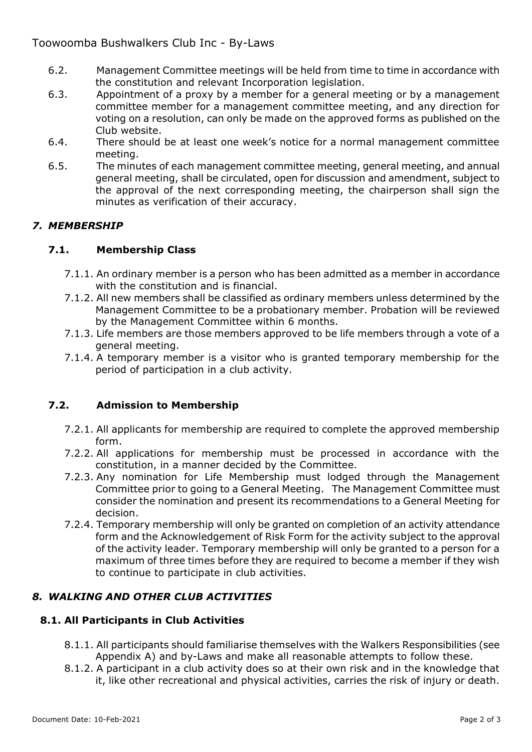6.2. Management Committee meetings will be held from time to time in accordance with the constitution and relevant Incorporation legislation.

6.3. Appointment of a proxy by a member for a general meeting or by a management committee member for a management committee meeting, and any direction for voting on a resolution, can only be made on the approved forms as published on the Club website.

6.4. There should be at least one week's notice for a normal management committee meeting.

6.5. The minutes of each management committee meeting, general meeting, and annual general meeting, shall be circulated, open for discussion and amendment, subject to the approval of the next corresponding meeting, the chairperson shall sign the minutes as verification of their accuracy.

## *7. MEMBERSHIP*

### 7.1. Membership Class

7.1.1. An ordinary member is a person who has been admitted as a member in accordance with the constitution and is financial.

7.1.2. All new members shall be classified as ordinary members unless determined by the Management Committee to be a probationary member. Probation will be reviewed by the Management Committee within 6 months.

7.1.3. Life members are those members approved to be life members through a vote of a general meeting.

7.1.4. A temporary member is a visitor who is granted temporary membership for the period of participation in a club activity.

### 7.2. Admission to Membership

7.2.1. All applicants for membership are required to complete the approved membership form.

7.2.2. All applications for membership must be processed in accordance with the constitution, in a manner decided by the Committee.

7.2.3. Any nomination for Life Membership must lodged through the Management Committee prior to going to a General Meeting. The Management Committee must consider the nomination and present its recommendations to a General Meeting for decision.

7.2.4. Temporary membership will only be granted on completion of an activity attendance form and the Acknowledgement of Risk Form for the activity subject to the approval of the activity leader. Temporary membership will only be granted to a person for a maximum of three times before they are required to become a member if they wish to continue to participate in club activities.

## *8. WALKING AND OTHER CLUB ACTIVITIES*

### 8.1. All Participants in Club Activities

8.1.1. All participants should familiarise themselves with the Walkers Responsibilities (see Appendix A) and by-Laws and make all reasonable attempts to follow these.

8.1.2. A participant in a club activity does so at their own risk and in the knowledge that it, like other recreational and physical activities, carries the risk of injury or death.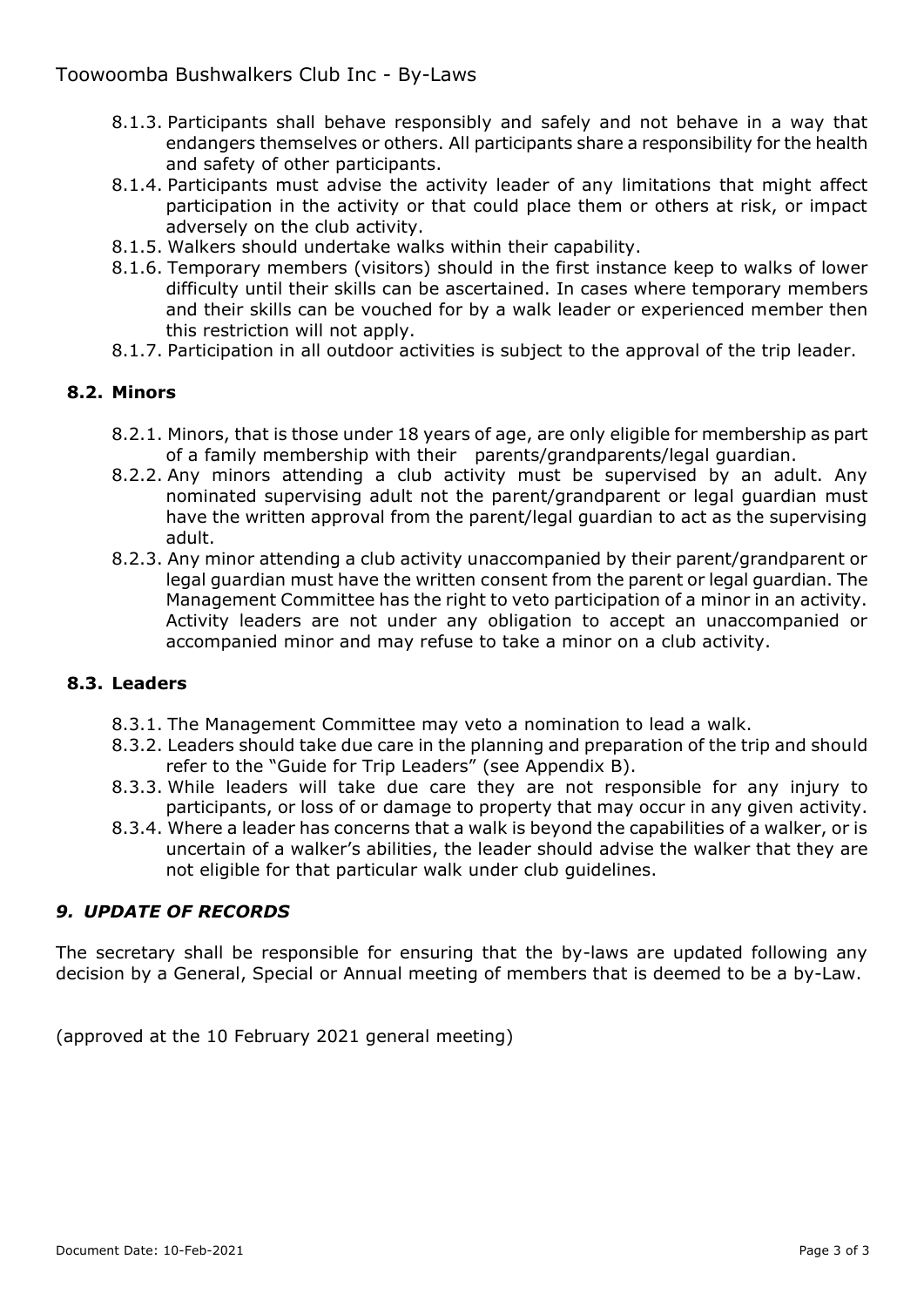8.1.3. Participants shall behave responsibly and safely and not behave in a way that endangers themselves or others. All participants share a responsibility for the health and safety of other participants.

8.1.4. Participants must advise the activity leader of any limitations that might affect participation in the activity or that could place them or others at risk, or impact adversely on the club activity.

8.1.5. Walkers should undertake walks within their capability.

8.1.6. Temporary members (visitors) should in the first instance keep to walks of lower difficulty until their skills can be ascertained. In cases where temporary members and their skills can be vouched for by a walk leader or experienced member then this restriction will not apply.

8.1.7. Participation in all outdoor activities is subject to the approval of the trip leader.

### 8.2. Minors

8.2.1. Minors, that is those under 18 years of age, are only eligible for membership as part of a family membership with their parents/grandparents/legal guardian.

8.2.2. Any minors attending a club activity must be supervised by an adult. Any nominated supervising adult not the parent/grandparent or legal guardian must have the written approval from the parent/legal guardian to act as the supervising adult.

8.2.3. Any minor attending a club activity unaccompanied by their parent/grandparent or legal guardian must have the written consent from the parent or legal guardian. The Management Committee has the right to veto participation of a minor in an activity. Activity leaders are not under any obligation to accept an unaccompanied or accompanied minor and may refuse to take a minor on a club activity.

### 8.3. Leaders

8.3.1. The Management Committee may veto a nomination to lead a walk.

8.3.2. Leaders should take due care in the planning and preparation of the trip and should refer to the "Guide for Trip Leaders" (see Appendix B).

8.3.3. While leaders will take due care they are not responsible for any injury to participants, or loss of or damage to property that may occur in any given activity.

8.3.4. Where a leader has concerns that a walk is beyond the capabilities of a walker, or is uncertain of a walker's abilities, the leader should advise the walker that they are not eligible for that particular walk under club guidelines.

## *9. UPDATE OF RECORDS*

The secretary shall be responsible for ensuring that the by-laws are updated following any decision by a General, Special or Annual meeting of members that is deemed to be a by-Law.

(approved at the 10 February 2021 general meeting)